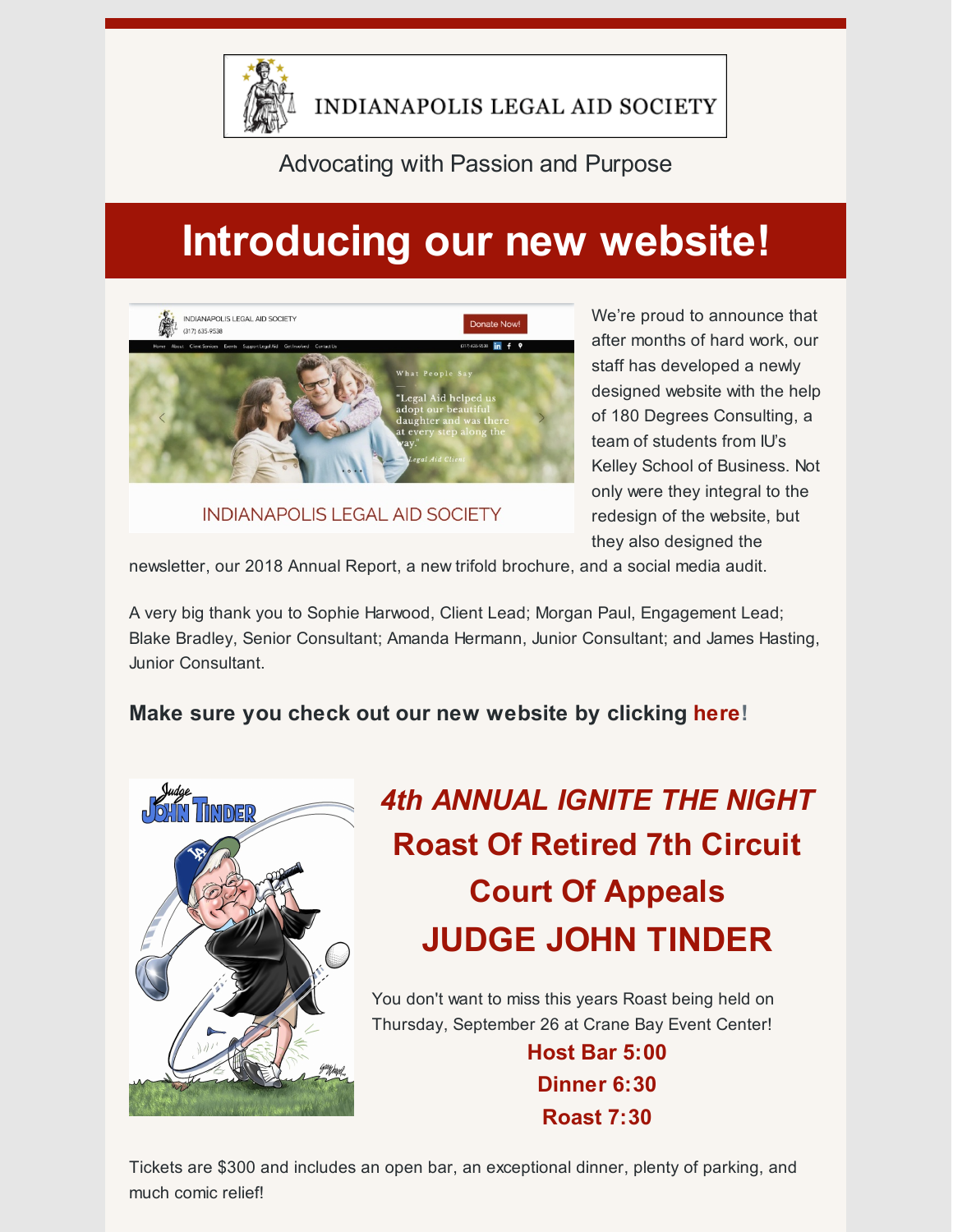INDIANAPOLIS LEGAL AID SOCIETY

Advocating with Passion and Purpose

# Introducing our new website!

We're proud to announce that after months of hard work, our staff has developed a newly designed website with the help of 180 Degrees Consulting, a team of students from IU's Kelley School of Business. Not only were they integral to the redesign of the website, but they also designed the newsletter, our 2018 Annual Report, a new trifold brochure, and a social media audit.

A very big thank you to Sophie Harwood, Client Lead; Morgan Paul, Engagement Lead; Blake Bradley, Senior Consultant; Amanda Hermann, Junior Consultant; and James Hasting, Junior Consultant.

**Make sure you check out our new website by clicking here!**

## *4th ANNUAL IGNITE THE NIGHT*

## Roast Of Retired 7th Circuit Court Of Appeals

## JUDGE JOHN TINDER

You don't want to miss this years Roast being held on Thursday, September 26 at Crane Bay Event Center!

**Host Bar 5:00**

**Dinner 6:30**

**Roast 7:30**

Tickets are $300 and includes an open bar, an exceptional dinner, plenty of parking, and much comic relief!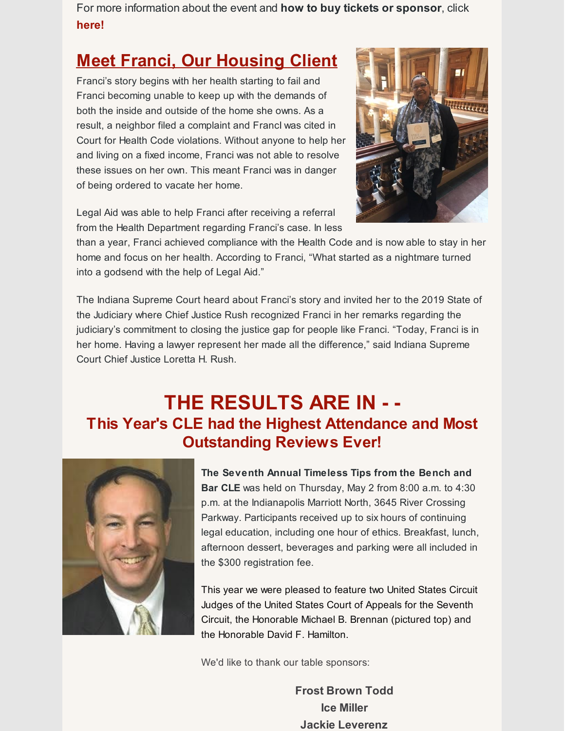For more information about the event and **how to buy tickets or sponsor**, click **here!**

## Meet Franci, Our Housing Client

Franci's story begins with her health starting to fail and Franci becoming unable to keep up with the demands of both the inside and outside of the home she owns. As a result, a neighbor filed a complaint and FrancI was cited in Court for Health Code violations. Without anyone to help her and living on a fixed income, Franci was not able to resolve these issues on her own. This meant Franci was in danger of being ordered to vacate her home.

Legal Aid was able to help Franci after receiving a referral from the Health Department regarding Franci's case. In less than a year, Franci achieved compliance with the Health Code and is now able to stay in her home and focus on her health. According to Franci, "What started as a nightmare turned into a godsend with the help of Legal Aid."

The Indiana Supreme Court heard about Franci's story and invited her to the 2019 State of the Judiciary where Chief Justice Rush recognized Franci in her remarks regarding the judiciary's commitment to closing the justice gap for people like Franci. "Today, Franci is in her home. Having a lawyer represent her made all the difference," said Indiana Supreme Court Chief Justice Loretta H. Rush.

# THE RESULTS ARE IN - -

## This Year's CLE had the Highest Attendance and Most Outstanding Reviews Ever!

**The Seventh Annual Timeless Tips from the Bench and Bar CLE** was held on Thursday, May 2 from 8:00 a.m. to 4:30 p.m. at the Indianapolis Marriott North, 3645 River Crossing Parkway. Participants received up to six hours of continuing legal education, including one hour of ethics. Breakfast, lunch, afternoon dessert, beverages and parking were all included in the $300 registration fee.

This year we were pleased to feature two United States Circuit Judges of the United States Court of Appeals for the Seventh Circuit, the Honorable Michael B. Brennan (pictured top) and the Honorable David F. Hamilton.

We'd like to thank our table sponsors:

**Frost Brown Todd**
**Ice Miller**
**Jackie Leverenz**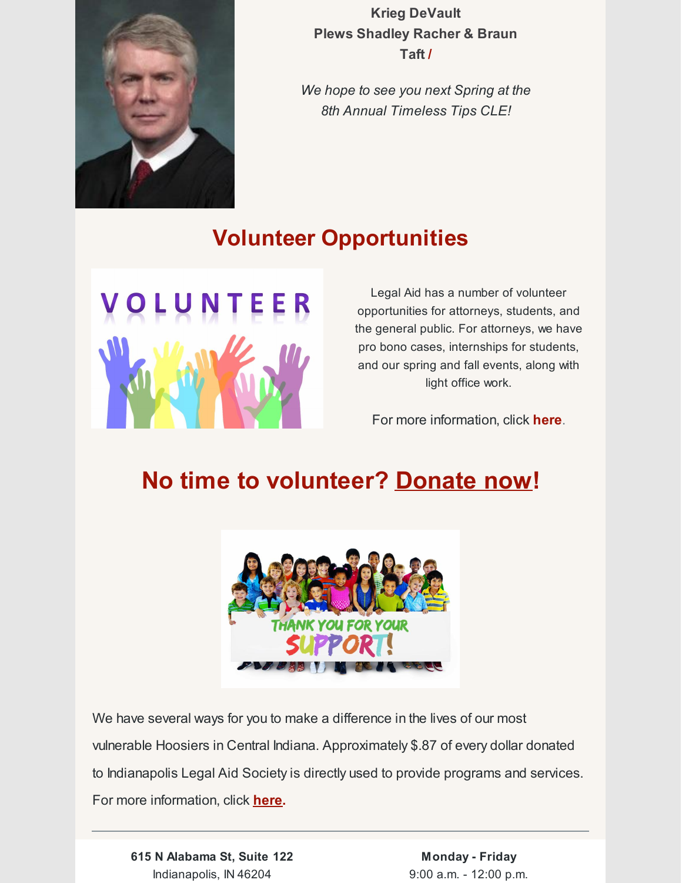**Krieg DeVault**
**Plews Shadley Racher & Braun**
**Taft /**

*We hope to see you next Spring at the 8th Annual Timeless Tips CLE!*

## Volunteer Opportunities

Legal Aid has a number of volunteer opportunities for attorneys, students, and the general public. For attorneys, we have pro bono cases, internships for students, and our spring and fall events, along with light office work.

For more information, click **here**.

## No time to volunteer? Donate now!

We have several ways for you to make a difference in the lives of our most vulnerable Hoosiers in Central Indiana. Approximately $.87 of every dollar donated to Indianapolis Legal Aid Society is directly used to provide programs and services. For more information, click **here**.

---

**615 N Alabama St, Suite 122**
Indianapolis, IN 46204

**Monday - Friday**
9:00 a.m. - 12:00 p.m.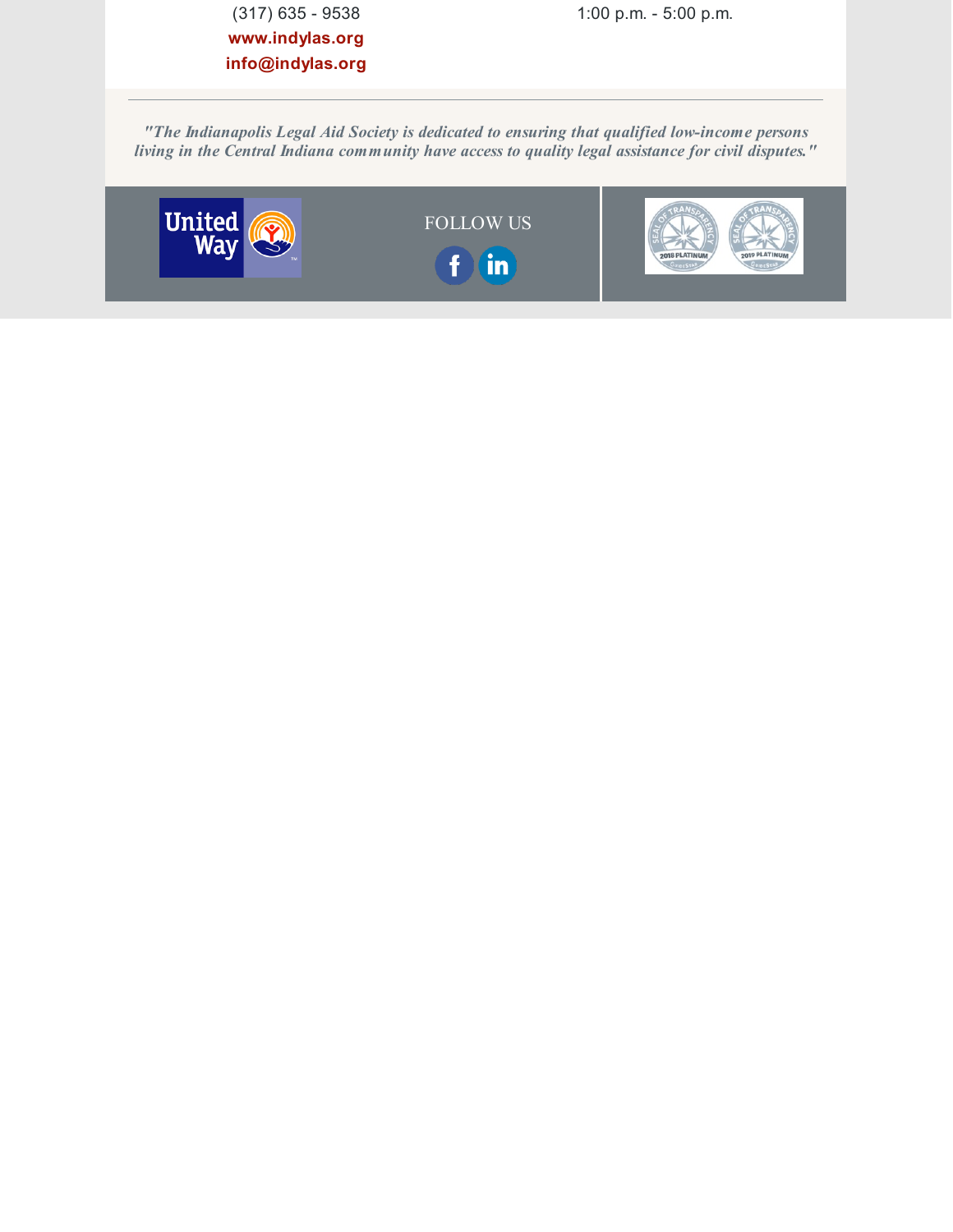(317) 635 - 9538

1:00 p.m. - 5:00 p.m.

**www.indylas.org**

**info@indylas.org**

---

*"The Indianapolis Legal Aid Society is dedicated to ensuring that qualified low-income persons living in the Central Indiana community have access to quality legal assistance for civil disputes."*

FOLLOW US